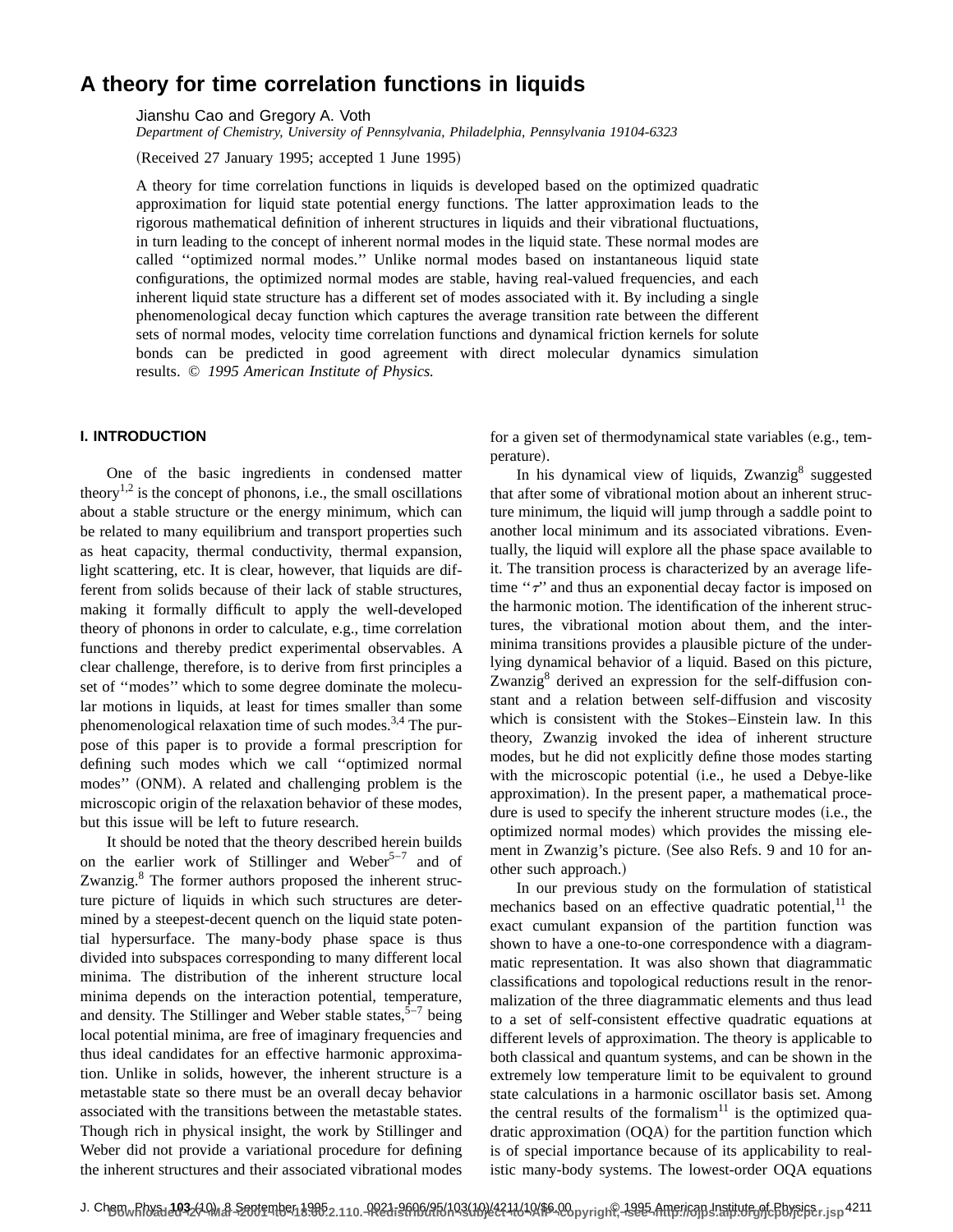# A theory for time correlation functions in liquids

Jianshu Cao and Gregory A. Voth

*Department of Chemistry, University of Pennsylvania, Philadelphia, Pennsylvania 19104-6323*

(Received 27 January 1995; accepted 1 June 1995)

A theory for time correlation functions in liquids is developed based on the optimized quadratic approximation for liquid state potential energy functions. The latter approximation leads to the rigorous mathematical definition of inherent structures in liquids and their vibrational fluctuations, in turn leading to the concept of inherent normal modes in the liquid state. These normal modes are called ''optimized normal modes.'' Unlike normal modes based on instantaneous liquid state configurations, the optimized normal modes are stable, having real-valued frequencies, and each inherent liquid state structure has a different set of modes associated with it. By including a single phenomenological decay function which captures the average transition rate between the different sets of normal modes, velocity time correlation functions and dynamical friction kernels for solute bonds can be predicted in good agreement with direct molecular dynamics simulation results. © *1995 American Institute of Physics.*

## I. INTRODUCTION

One of the basic ingredients in condensed matter theory[1,2] is the concept of phonons, i.e., the small oscillations about a stable structure or the energy minimum, which can be related to many equilibrium and transport properties such as heat capacity, thermal conductivity, thermal expansion, light scattering, etc. It is clear, however, that liquids are different from solids because of their lack of stable structures, making it formally difficult to apply the well-developed theory of phonons in order to calculate, e.g., time correlation functions and thereby predict experimental observables. A clear challenge, therefore, is to derive from first principles a set of ''modes'' which to some degree dominate the molecular motions in liquids, at least for times smaller than some phenomenological relaxation time of such modes.[3,4] The purpose of this paper is to provide a formal prescription for defining such modes which we call ''optimized normal modes'' (ONM). A related and challenging problem is the microscopic origin of the relaxation behavior of these modes, but this issue will be left to future research.

It should be noted that the theory described herein builds on the earlier work of Stillinger and Weber[5–7] and of Zwanzig.[8] The former authors proposed the inherent structure picture of liquids in which such structures are determined by a steepest-decent quench on the liquid state potential hypersurface. The many-body phase space is thus divided into subspaces corresponding to many different local minima. The distribution of the inherent structure local minima depends on the interaction potential, temperature, and density. The Stillinger and Weber stable states,[5–7] being local potential minima, are free of imaginary frequencies and thus ideal candidates for an effective harmonic approximation. Unlike in solids, however, the inherent structure is a metastable state so there must be an overall decay behavior associated with the transitions between the metastable states. Though rich in physical insight, the work by Stillinger and Weber did not provide a variational procedure for defining the inherent structures and their associated vibrational modes for a given set of thermodynamical state variables (e.g., temperature).

In his dynamical view of liquids, Zwanzig[8] suggested that after some of vibrational motion about an inherent structure minimum, the liquid will jump through a saddle point to another local minimum and its associated vibrations. Eventually, the liquid will explore all the phase space available to it. The transition process is characterized by an average lifetime ''$\tau$'' and thus an exponential decay factor is imposed on the harmonic motion. The identification of the inherent structures, the vibrational motion about them, and the inter-minima transitions provides a plausible picture of the underlying dynamical behavior of a liquid. Based on this picture, Zwanzig[8] derived an expression for the self-diffusion constant and a relation between self-diffusion and viscosity which is consistent with the Stokes–Einstein law. In this theory, Zwanzig invoked the idea of inherent structure modes, but he did not explicitly define those modes starting with the microscopic potential (i.e., he used a Debye-like approximation). In the present paper, a mathematical procedure is used to specify the inherent structure modes (i.e., the optimized normal modes) which provides the missing element in Zwanzig's picture. (See also Refs. 9 and 10 for another such approach.)

In our previous study on the formulation of statistical mechanics based on an effective quadratic potential,[11] the exact cumulant expansion of the partition function was shown to have a one-to-one correspondence with a diagrammatic representation. It was also shown that diagrammatic classifications and topological reductions result in the renormalization of the three diagrammatic elements and thus lead to a set of self-consistent effective quadratic equations at different levels of approximation. The theory is applicable to both classical and quantum systems, and can be shown in the extremely low temperature limit to be equivalent to ground state calculations in a harmonic oscillator basis set. Among the central results of the formalism[11] is the optimized quadratic approximation (OQA) for the partition function which is of special importance because of its applicability to realistic many-body systems. The lowest-order OQA equations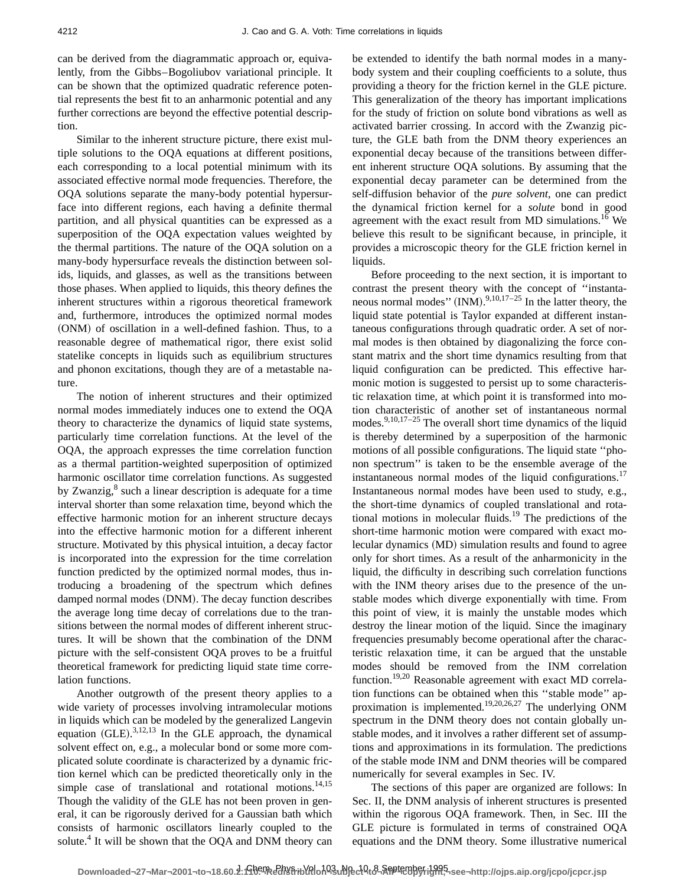can be derived from the diagrammatic approach or, equivalently, from the Gibbs–Bogoliubov variational principle. It can be shown that the optimized quadratic reference potential represents the best fit to an anharmonic potential and any further corrections are beyond the effective potential description.

Similar to the inherent structure picture, there exist multiple solutions to the OQA equations at different positions, each corresponding to a local potential minimum with its associated effective normal mode frequencies. Therefore, the OQA solutions separate the many-body potential hypersurface into different regions, each having a definite thermal partition, and all physical quantities can be expressed as a superposition of the OQA expectation values weighted by the thermal partitions. The nature of the OQA solution on a many-body hypersurface reveals the distinction between solids, liquids, and glasses, as well as the transitions between those phases. When applied to liquids, this theory defines the inherent structures within a rigorous theoretical framework and, furthermore, introduces the optimized normal modes (ONM) of oscillation in a well-defined fashion. Thus, to a reasonable degree of mathematical rigor, there exist solid statelike concepts in liquids such as equilibrium structures and phonon excitations, though they are of a metastable nature.

The notion of inherent structures and their optimized normal modes immediately induces one to extend the OQA theory to characterize the dynamics of liquid state systems, particularly time correlation functions. At the level of the OQA, the approach expresses the time correlation function as a thermal partition-weighted superposition of optimized harmonic oscillator time correlation functions. As suggested by Zwanzig,[8] such a linear description is adequate for a time interval shorter than some relaxation time, beyond which the effective harmonic motion for an inherent structure decays into the effective harmonic motion for a different inherent structure. Motivated by this physical intuition, a decay factor is incorporated into the expression for the time correlation function predicted by the optimized normal modes, thus introducing a broadening of the spectrum which defines damped normal modes (DNM). The decay function describes the average long time decay of correlations due to the transitions between the normal modes of different inherent structures. It will be shown that the combination of the DNM picture with the self-consistent OQA proves to be a fruitful theoretical framework for predicting liquid state time correlation functions.

Another outgrowth of the present theory applies to a wide variety of processes involving intramolecular motions in liquids which can be modeled by the generalized Langevin equation (GLE).[3,12,13] In the GLE approach, the dynamical solvent effect on, e.g., a molecular bond or some more complicated solute coordinate is characterized by a dynamic friction kernel which can be predicted theoretically only in the simple case of translational and rotational motions.[14,15] Though the validity of the GLE has not been proven in general, it can be rigorously derived for a Gaussian bath which consists of harmonic oscillators linearly coupled to the solute.[4] It will be shown that the OQA and DNM theory can be extended to identify the bath normal modes in a many-body system and their coupling coefficients to a solute, thus providing a theory for the friction kernel in the GLE picture. This generalization of the theory has important implications for the study of friction on solute bond vibrations as well as activated barrier crossing. In accord with the Zwanzig picture, the GLE bath from the DNM theory experiences an exponential decay because of the transitions between different inherent structure OQA solutions. By assuming that the exponential decay parameter can be determined from the self-diffusion behavior of the *pure solvent*, one can predict the dynamical friction kernel for a *solute* bond in good agreement with the exact result from MD simulations.[16] We believe this result to be significant because, in principle, it provides a microscopic theory for the GLE friction kernel in liquids.

Before proceeding to the next section, it is important to contrast the present theory with the concept of ''instantaneous normal modes'' (INM).[9,10,17–25] In the latter theory, the liquid state potential is Taylor expanded at different instantaneous configurations through quadratic order. A set of normal modes is then obtained by diagonalizing the force constant matrix and the short time dynamics resulting from that liquid configuration can be predicted. This effective harmonic motion is suggested to persist up to some characteristic relaxation time, at which point it is transformed into motion characteristic of another set of instantaneous normal modes.[9,10,17–25] The overall short time dynamics of the liquid is thereby determined by a superposition of the harmonic motions of all possible configurations. The liquid state ''phonon spectrum'' is taken to be the ensemble average of the instantaneous normal modes of the liquid configurations.[17] Instantaneous normal modes have been used to study, e.g., the short-time dynamics of coupled translational and rotational motions in molecular fluids.[19] The predictions of the short-time harmonic motion were compared with exact molecular dynamics (MD) simulation results and found to agree only for short times. As a result of the anharmonicity in the liquid, the difficulty in describing such correlation functions with the INM theory arises due to the presence of the unstable modes which diverge exponentially with time. From this point of view, it is mainly the unstable modes which destroy the linear motion of the liquid. Since the imaginary frequencies presumably become operational after the characteristic relaxation time, it can be argued that the unstable modes should be removed from the INM correlation function.[19,20] Reasonable agreement with exact MD correlation functions can be obtained when this ''stable mode'' approximation is implemented.[19,20,26,27] The underlying ONM spectrum in the DNM theory does not contain globally unstable modes, and it involves a rather different set of assumptions and approximations in its formulation. The predictions of the stable mode INM and DNM theories will be compared numerically for several examples in Sec. IV.

The sections of this paper are organized are follows: In Sec. II, the DNM analysis of inherent structures is presented within the rigorous OQA framework. Then, in Sec. III the GLE picture is formulated in terms of constrained OQA equations and the DNM theory. Some illustrative numerical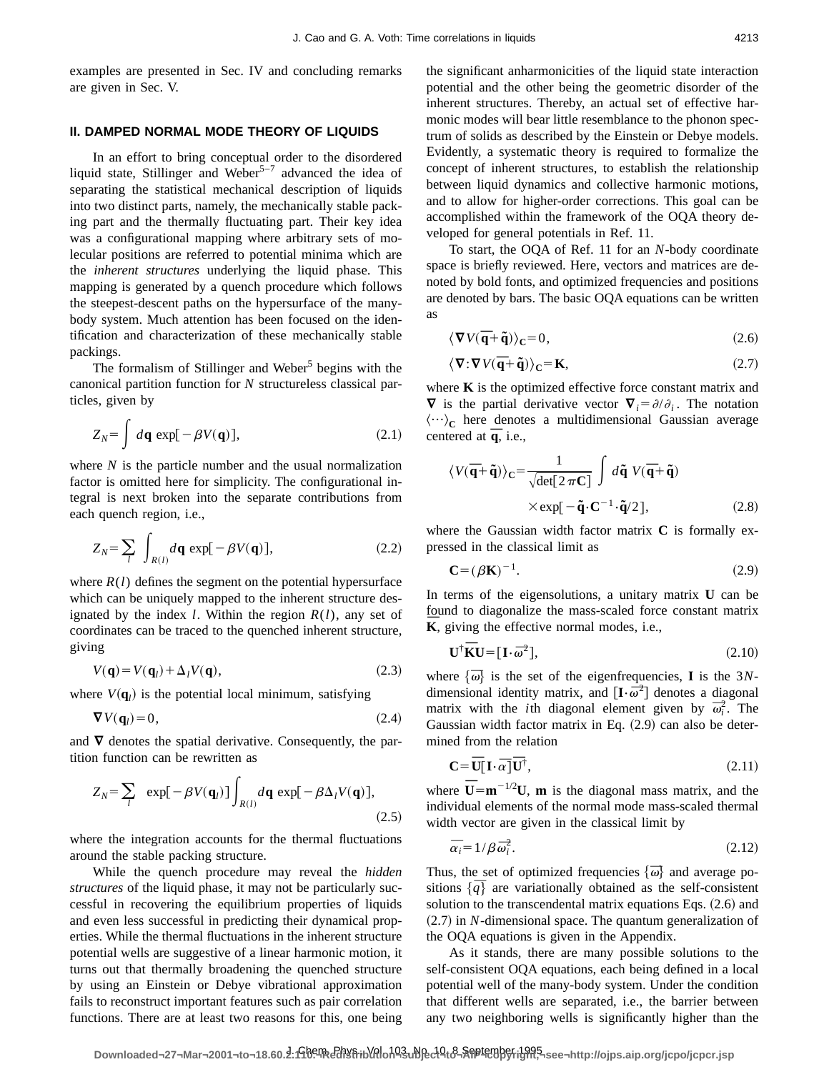examples are presented in Sec. IV and concluding remarks are given in Sec. V.

## II. DAMPED NORMAL MODE THEORY OF LIQUIDS

In an effort to bring conceptual order to the disordered liquid state, Stillinger and Weber[5–7] advanced the idea of separating the statistical mechanical description of liquids into two distinct parts, namely, the mechanically stable packing part and the thermally fluctuating part. Their key idea was a configurational mapping where arbitrary sets of molecular positions are referred to potential minima which are the *inherent structures* underlying the liquid phase. This mapping is generated by a quench procedure which follows the steepest-descent paths on the hypersurface of the many-body system. Much attention has been focused on the identification and characterization of these mechanically stable packings.

The formalism of Stillinger and Weber[5] begins with the canonical partition function for $N$ structureless classical particles, given by

$$Z_N = \int d\mathbf{q} \exp[-\beta V(\mathbf{q})], \tag{2.1}$$

where $N$ is the particle number and the usual normalization factor is omitted here for simplicity. The configurational integral is next broken into the separate contributions from each quench region, i.e.,

$$Z_N = \sum_l \int_{R(l)} d\mathbf{q} \exp[-\beta V(\mathbf{q})], \tag{2.2}$$

where $R(l)$ defines the segment on the potential hypersurface which can be uniquely mapped to the inherent structure designated by the index $l$. Within the region $R(l)$, any set of coordinates can be traced to the quenched inherent structure, giving

$$V(\mathbf{q}) = V(\mathbf{q}_l) + \Delta_l V(\mathbf{q}), \tag{2.3}$$

where $V(\mathbf{q}_l)$ is the potential local minimum, satisfying

$$\nabla V(\mathbf{q}_l) = 0, \tag{2.4}$$

and $\nabla$ denotes the spatial derivative. Consequently, the partition function can be rewritten as

$$Z_N = \sum_l \exp[-\beta V(\mathbf{q}_l)] \int_{R(l)} d\mathbf{q} \exp[-\beta \Delta_l V(\mathbf{q})], \tag{2.5}$$

where the integration accounts for the thermal fluctuations around the stable packing structure.

While the quench procedure may reveal the *hidden structures* of the liquid phase, it may not be particularly successful in recovering the equilibrium properties of liquids and even less successful in predicting their dynamical properties. While the thermal fluctuations in the inherent structure potential wells are suggestive of a linear harmonic motion, it turns out that thermally broadening the quenched structure by using an Einstein or Debye vibrational approximation fails to reconstruct important features such as pair correlation functions. There are at least two reasons for this, one being the significant anharmonicities of the liquid state interaction potential and the other being the geometric disorder of the inherent structures. Thereby, an actual set of effective harmonic modes will bear little resemblance to the phonon spectrum of solids as described by the Einstein or Debye models. Evidently, a systematic theory is required to formalize the concept of inherent structures, to establish the relationship between liquid dynamics and collective harmonic motions, and to allow for higher-order corrections. This goal can be accomplished within the framework of the OQA theory developed for general potentials in Ref. 11.

To start, the OQA of Ref. 11 for an $N$-body coordinate space is briefly reviewed. Here, vectors and matrices are denoted by bold fonts, and optimized frequencies and positions are denoted by bars. The basic OQA equations can be written as

$$\langle \nabla V(\overline{\mathbf{q}} + \tilde{\mathbf{q}}) \rangle_{\mathbf{C}} = 0, \tag{2.6}$$

$$\langle \nabla : \nabla V(\overline{\mathbf{q}} + \tilde{\mathbf{q}}) \rangle_{\mathbf{C}} = \mathbf{K}, \tag{2.7}$$

where $\mathbf{K}$ is the optimized effective force constant matrix and $\nabla$ is the partial derivative vector $\nabla_i = \partial/\partial_i$. The notation $\langle \cdots \rangle_{\mathbf{C}}$ here denotes a multidimensional Gaussian average centered at $\overline{\mathbf{q}}$, i.e.,

$$\langle V(\overline{\mathbf{q}} + \tilde{\mathbf{q}}) \rangle_{\mathbf{C}} = \frac{1}{\sqrt{\det[2\pi \mathbf{C}]}} \int d\tilde{\mathbf{q}}\, V(\overline{\mathbf{q}} + \tilde{\mathbf{q}}) \times \exp[-\tilde{\mathbf{q}} \cdot \mathbf{C}^{-1} \cdot \tilde{\mathbf{q}}/2], \tag{2.8}$$

where the Gaussian width factor matrix $\mathbf{C}$ is formally expressed in the classical limit as

$$\mathbf{C} = (\beta \mathbf{K})^{-1}. \tag{2.9}$$

In terms of the eigensolutions, a unitary matrix $\mathbf{U}$ can be found to diagonalize the mass-scaled force constant matrix $\overline{\mathbf{K}}$, giving the effective normal modes, i.e.,

$$\mathbf{U}^\dagger \overline{\mathbf{K}} \mathbf{U} = [\mathbf{I} \cdot \overline{\omega}^2], \tag{2.10}$$

where $\{\overline{\omega}\}$ is the set of the eigenfrequencies, $\mathbf{I}$ is the $3N$-dimensional identity matrix, and $[\mathbf{I} \cdot \overline{\omega}^2]$ denotes a diagonal matrix with the $i$th diagonal element given by $\overline{\omega}_i^2$. The Gaussian width factor matrix in Eq. (2.9) can also be determined from the relation

$$\mathbf{C} = \overline{\mathbf{U}} [\mathbf{I} \cdot \overline{\alpha}] \overline{\mathbf{U}}^\dagger, \tag{2.11}$$

where $\overline{\mathbf{U}} = \mathbf{m}^{-1/2} \mathbf{U}$, $\mathbf{m}$ is the diagonal mass matrix, and the individual elements of the normal mode mass-scaled thermal width vector are given in the classical limit by

$$\overline{\alpha}_i = 1/\beta \overline{\omega}_i^2. \tag{2.12}$$

Thus, the set of optimized frequencies $\{\overline{\omega}\}$ and average positions $\{\overline{q}\}$ are variationally obtained as the self-consistent solution to the transcendental matrix equations Eqs. (2.6) and (2.7) in $N$-dimensional space. The quantum generalization of the OQA equations is given in the Appendix.

As it stands, there are many possible solutions to the self-consistent OQA equations, each being defined in a local potential well of the many-body system. Under the condition that different wells are separated, i.e., the barrier between any two neighboring wells is significantly higher than the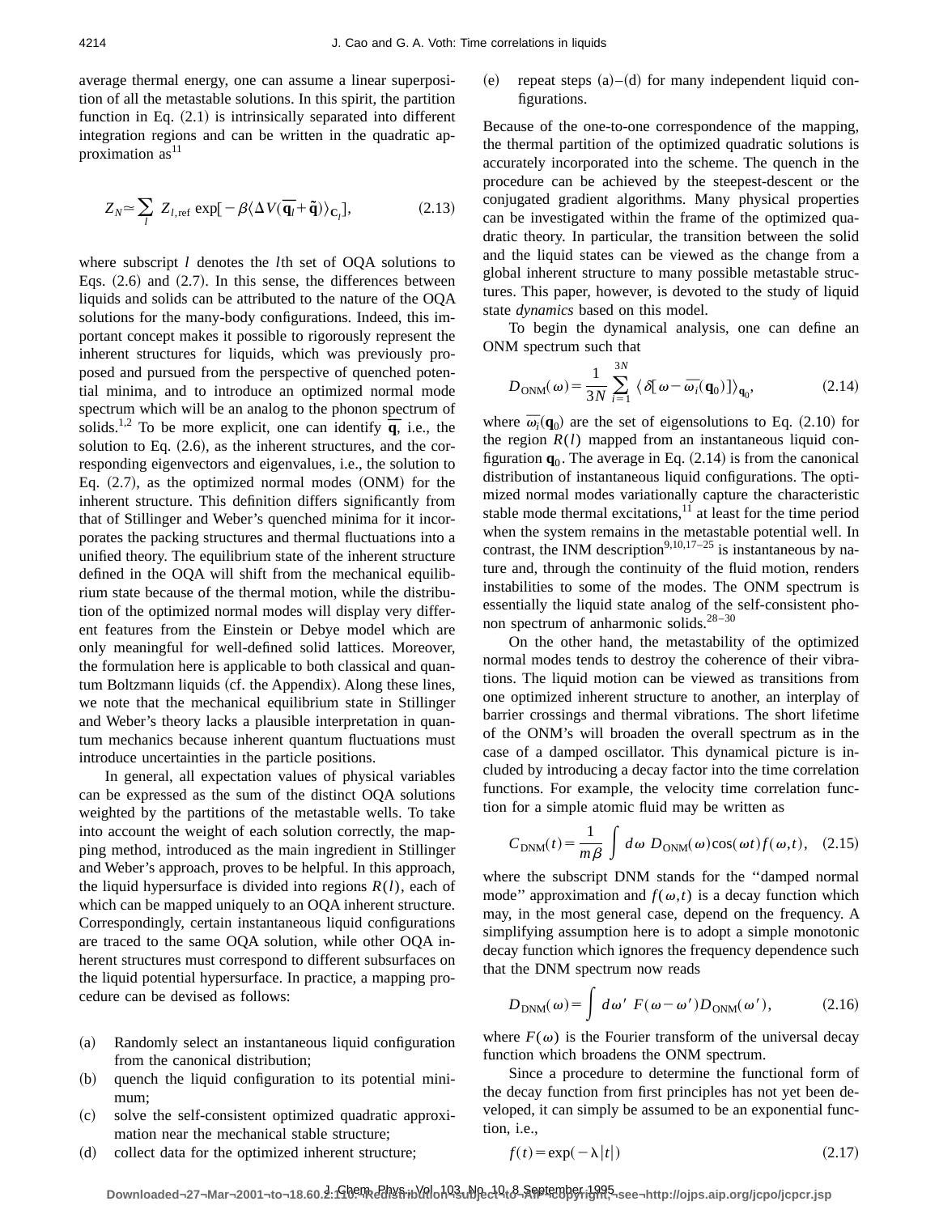average thermal energy, one can assume a linear superposition of all the metastable solutions. In this spirit, the partition function in Eq. (2.1) is intrinsically separated into different integration regions and can be written in the quadratic approximation as[11]

$$Z_N \simeq \sum_l Z_{l,\mathrm{ref}} \exp[-\beta \langle \Delta V(\overline{\mathbf{q}}_l + \tilde{\mathbf{q}}) \rangle_{\mathbf{C}_l}], \tag{2.13}$$

where subscript $l$ denotes the $l$th set of OQA solutions to Eqs. (2.6) and (2.7). In this sense, the differences between liquids and solids can be attributed to the nature of the OQA solutions for the many-body configurations. Indeed, this important concept makes it possible to rigorously represent the inherent structures for liquids, which was previously proposed and pursued from the perspective of quenched potential minima, and to introduce an optimized normal mode spectrum which will be an analog to the phonon spectrum of solids.[1,2] To be more explicit, one can identify $\overline{\mathbf{q}}$, i.e., the solution to Eq. (2.6), as the inherent structures, and the corresponding eigenvectors and eigenvalues, i.e., the solution to Eq. (2.7), as the optimized normal modes (ONM) for the inherent structure. This definition differs significantly from that of Stillinger and Weber's quenched minima for it incorporates the packing structures and thermal fluctuations into a unified theory. The equilibrium state of the inherent structure defined in the OQA will shift from the mechanical equilibrium state because of the thermal motion, while the distribution of the optimized normal modes will display very different features from the Einstein or Debye model which are only meaningful for well-defined solid lattices. Moreover, the formulation here is applicable to both classical and quantum Boltzmann liquids (cf. the Appendix). Along these lines, we note that the mechanical equilibrium state in Stillinger and Weber's theory lacks a plausible interpretation in quantum mechanics because inherent quantum fluctuations must introduce uncertainties in the particle positions.

In general, all expectation values of physical variables can be expressed as the sum of the distinct OQA solutions weighted by the partitions of the metastable wells. To take into account the weight of each solution correctly, the mapping method, introduced as the main ingredient in Stillinger and Weber's approach, proves to be helpful. In this approach, the liquid hypersurface is divided into regions $R(l)$, each of which can be mapped uniquely to an OQA inherent structure. Correspondingly, certain instantaneous liquid configurations are traced to the same OQA solution, while other OQA inherent structures must correspond to different subsurfaces on the liquid potential hypersurface. In practice, a mapping procedure can be devised as follows:

(a) Randomly select an instantaneous liquid configuration from the canonical distribution;
(b) quench the liquid configuration to its potential minimum;
(c) solve the self-consistent optimized quadratic approximation near the mechanical stable structure;
(d) collect data for the optimized inherent structure;
(e) repeat steps (a)–(d) for many independent liquid configurations.

Because of the one-to-one correspondence of the mapping, the thermal partition of the optimized quadratic solutions is accurately incorporated into the scheme. The quench in the procedure can be achieved by the steepest-descent or the conjugated gradient algorithms. Many physical properties can be investigated within the frame of the optimized quadratic theory. In particular, the transition between the solid and the liquid states can be viewed as the change from a global inherent structure to many possible metastable structures. This paper, however, is devoted to the study of liquid state *dynamics* based on this model.

To begin the dynamical analysis, one can define an ONM spectrum such that

$$D_{\mathrm{ONM}}(\omega) = \frac{1}{3N} \sum_{i=1}^{3N} \langle \delta[\omega - \overline{\omega_i}(\mathbf{q}_0)] \rangle_{\mathbf{q}_0}, \tag{2.14}$$

where $\overline{\omega_i}(\mathbf{q}_0)$ are the set of eigensolutions to Eq. (2.10) for the region $R(l)$ mapped from an instantaneous liquid configuration $\mathbf{q}_0$. The average in Eq. (2.14) is from the canonical distribution of instantaneous liquid configurations. The optimized normal modes variationally capture the characteristic stable mode thermal excitations,[11] at least for the time period when the system remains in the metastable potential well. In contrast, the INM description[9,10,17–25] is instantaneous by nature and, through the continuity of the fluid motion, renders instabilities to some of the modes. The ONM spectrum is essentially the liquid state analog of the self-consistent phonon spectrum of anharmonic solids.[28–30]

On the other hand, the metastability of the optimized normal modes tends to destroy the coherence of their vibrations. The liquid motion can be viewed as transitions from one optimized inherent structure to another, an interplay of barrier crossings and thermal vibrations. The short lifetime of the ONM's will broaden the overall spectrum as in the case of a damped oscillator. This dynamical picture is included by introducing a decay factor into the time correlation functions. For example, the velocity time correlation function for a simple atomic fluid may be written as

$$C_{\mathrm{DNM}}(t) = \frac{1}{m\beta} \int d\omega\, D_{\mathrm{ONM}}(\omega) \cos(\omega t) f(\omega,t), \tag{2.15}$$

where the subscript DNM stands for the ''damped normal mode'' approximation and $f(\omega,t)$ is a decay function which may, in the most general case, depend on the frequency. A simplifying assumption here is to adopt a simple monotonic decay function which ignores the frequency dependence such that the DNM spectrum now reads

$$D_{\mathrm{DNM}}(\omega) = \int d\omega'\, F(\omega - \omega') D_{\mathrm{ONM}}(\omega'), \tag{2.16}$$

where $F(\omega)$ is the Fourier transform of the universal decay function which broadens the ONM spectrum.

Since a procedure to determine the functional form of the decay function from first principles has not yet been developed, it can simply be assumed to be an exponential function, i.e.,

$$f(t) = \exp(-\lambda |t|) \tag{2.17}$$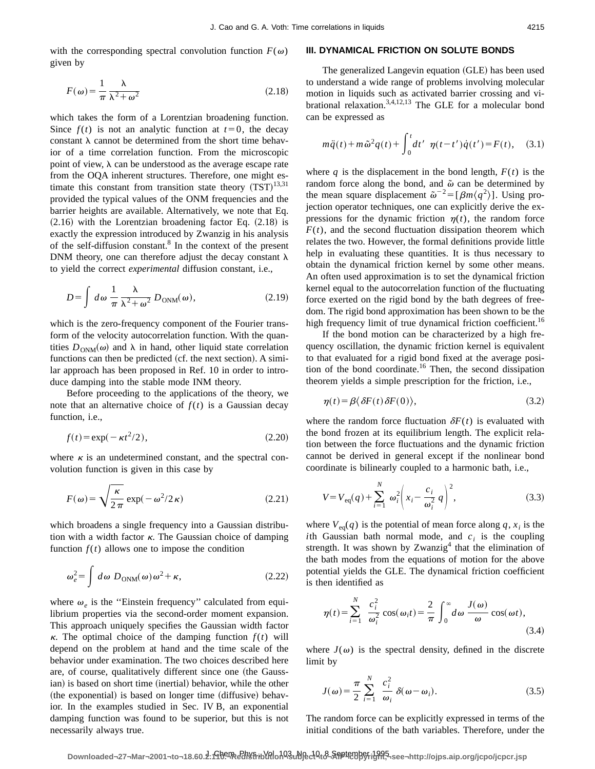with the corresponding spectral convolution function $F(\omega)$ given by

$$F(\omega)=\frac{1}{\pi}\frac{\lambda}{\lambda^2+\omega^2} \tag{2.18}$$

which takes the form of a Lorentzian broadening function. Since $f(t)$ is not an analytic function at $t=0$, the decay constant $\lambda$ cannot be determined from the short time behavior of a time correlation function. From the microscopic point of view, $\lambda$ can be understood as the average escape rate from the OQA inherent structures. Therefore, one might estimate this constant from transition state theory (TST)[13,31] provided the typical values of the ONM frequencies and the barrier heights are available. Alternatively, we note that Eq. (2.16) with the Lorentzian broadening factor Eq. (2.18) is exactly the expression introduced by Zwanzig in his analysis of the self-diffusion constant.[8] In the context of the present DNM theory, one can therefore adjust the decay constant $\lambda$ to yield the correct *experimental* diffusion constant, i.e.,

$$D=\int d\omega\,\frac{1}{\pi}\frac{\lambda}{\lambda^2+\omega^2}\,D_{\mathrm{ONM}}(\omega), \tag{2.19}$$

which is the zero-frequency component of the Fourier transform of the velocity autocorrelation function. With the quantities $D_{\mathrm{ONM}}(\omega)$ and $\lambda$ in hand, other liquid state correlation functions can then be predicted (cf. the next section). A similar approach has been proposed in Ref. 10 in order to introduce damping into the stable mode INM theory.

Before proceeding to the applications of the theory, we note that an alternative choice of $f(t)$ is a Gaussian decay function, i.e.,

$$f(t)=\exp(-\kappa t^2/2), \tag{2.20}$$

where $\kappa$ is an undetermined constant, and the spectral convolution function is given in this case by

$$F(\omega)=\sqrt{\frac{\kappa}{2\pi}}\exp(-\omega^2/2\kappa) \tag{2.21}$$

which broadens a single frequency into a Gaussian distribution with a width factor $\kappa$. The Gaussian choice of damping function $f(t)$ allows one to impose the condition

$$\omega_e^2=\int d\omega\,D_{\mathrm{ONM}}(\omega)\,\omega^2+\kappa, \tag{2.22}$$

where $\omega_e$ is the "Einstein frequency" calculated from equilibrium properties via the second-order moment expansion. This approach uniquely specifies the Gaussian width factor $\kappa$. The optimal choice of the damping function $f(t)$ will depend on the problem at hand and the time scale of the behavior under examination. The two choices described here are, of course, qualitatively different since one (the Gaussian) is based on short time (inertial) behavior, while the other (the exponential) is based on longer time (diffusive) behavior. In the examples studied in Sec. IV B, an exponential damping function was found to be superior, but this is not necessarily always true.

## III. DYNAMICAL FRICTION ON SOLUTE BONDS

The generalized Langevin equation (GLE) has been used to understand a wide range of problems involving molecular motion in liquids such as activated barrier crossing and vibrational relaxation.[3,4,12,13] The GLE for a molecular bond can be expressed as

$$m\ddot{q}(t)+m\tilde{\omega}^2q(t)+\int_0^t dt'\;\eta(t-t')\dot{q}(t')=F(t), \tag{3.1}$$

where $q$ is the displacement in the bond length, $F(t)$ is the random force along the bond, and $\tilde{\omega}$ can be determined by the mean square displacement $\tilde{\omega}^{-2}=[\beta m\langle q^2\rangle]$. Using projection operator techniques, one can explicitly derive the expressions for the dynamic friction $\eta(t)$, the random force $F(t)$, and the second fluctuation dissipation theorem which relates the two. However, the formal definitions provide little help in evaluating these quantities. It is thus necessary to obtain the dynamical friction kernel by some other means. An often used approximation is to set the dynamical friction kernel equal to the autocorrelation function of the fluctuating force exerted on the rigid bond by the bath degrees of freedom. The rigid bond approximation has been shown to be the high frequency limit of true dynamical friction coefficient.[16]

If the bond motion can be characterized by a high frequency oscillation, the dynamic friction kernel is equivalent to that evaluated for a rigid bond fixed at the average position of the bond coordinate.[16] Then, the second dissipation theorem yields a simple prescription for the friction, i.e.,

$$\eta(t)=\beta\langle\delta F(t)\,\delta F(0)\rangle, \tag{3.2}$$

where the random force fluctuation $\delta F(t)$ is evaluated with the bond frozen at its equilibrium length. The explicit relation between the force fluctuations and the dynamic friction cannot be derived in general except if the nonlinear bond coordinate is bilinearly coupled to a harmonic bath, i.e.,

$$V=V_{\mathrm{eq}}(q)+\sum_{i=1}^{N}\omega_i^2\left(x_i-\frac{c_i}{\omega_i^2}q\right)^2, \tag{3.3}$$

where $V_{\mathrm{eq}}(q)$ is the potential of mean force along $q$, $x_i$ is the $i$th Gaussian bath normal mode, and $c_i$ is the coupling strength. It was shown by Zwanzig[4] that the elimination of the bath modes from the equations of motion for the above potential yields the GLE. The dynamical friction coefficient is then identified as

$$\eta(t)=\sum_{i=1}^{N}\frac{c_i^2}{\omega_i^2}\cos(\omega_i t)=\frac{2}{\pi}\int_0^\infty d\omega\,\frac{J(\omega)}{\omega}\cos(\omega t), \tag{3.4}$$

where $J(\omega)$ is the spectral density, defined in the discrete limit by

$$J(\omega)=\frac{\pi}{2}\sum_{i=1}^{N}\frac{c_i^2}{\omega_i}\,\delta(\omega-\omega_i). \tag{3.5}$$

The random force can be explicitly expressed in terms of the initial conditions of the bath variables. Therefore, under the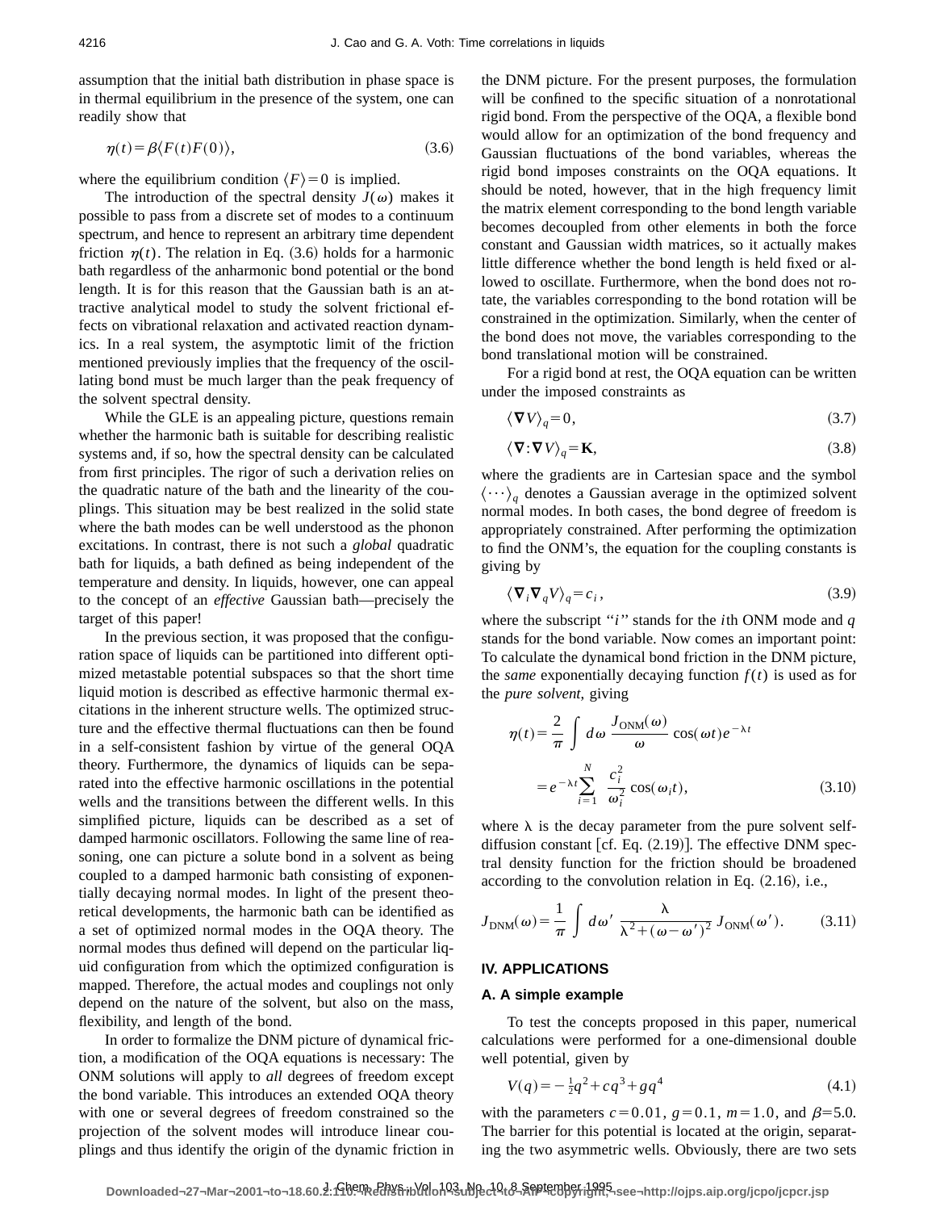assumption that the initial bath distribution in phase space is in thermal equilibrium in the presence of the system, one can readily show that

$$\eta(t)=\beta\langle F(t)F(0)\rangle, \tag{3.6}$$

where the equilibrium condition $\langle F\rangle=0$ is implied.

The introduction of the spectral density $J(\omega)$ makes it possible to pass from a discrete set of modes to a continuum spectrum, and hence to represent an arbitrary time dependent friction $\eta(t)$. The relation in Eq. (3.6) holds for a harmonic bath regardless of the anharmonic bond potential or the bond length. It is for this reason that the Gaussian bath is an attractive analytical model to study the solvent frictional effects on vibrational relaxation and activated reaction dynamics. In a real system, the asymptotic limit of the friction mentioned previously implies that the frequency of the oscillating bond must be much larger than the peak frequency of the solvent spectral density.

While the GLE is an appealing picture, questions remain whether the harmonic bath is suitable for describing realistic systems and, if so, how the spectral density can be calculated from first principles. The rigor of such a derivation relies on the quadratic nature of the bath and the linearity of the couplings. This situation may be best realized in the solid state where the bath modes can be well understood as the phonon excitations. In contrast, there is not such a *global* quadratic bath for liquids, a bath defined as being independent of the temperature and density. In liquids, however, one can appeal to the concept of an *effective* Gaussian bath—precisely the target of this paper!

In the previous section, it was proposed that the configuration space of liquids can be partitioned into different optimized metastable potential subspaces so that the short time liquid motion is described as effective harmonic thermal excitations in the inherent structure wells. The optimized structure and the effective thermal fluctuations can then be found in a self-consistent fashion by virtue of the general OQA theory. Furthermore, the dynamics of liquids can be separated into the effective harmonic oscillations in the potential wells and the transitions between the different wells. In this simplified picture, liquids can be described as a set of damped harmonic oscillators. Following the same line of reasoning, one can picture a solute bond in a solvent as being coupled to a damped harmonic bath consisting of exponentially decaying normal modes. In light of the present theoretical developments, the harmonic bath can be identified as a set of optimized normal modes in the OQA theory. The normal modes thus defined will depend on the particular liquid configuration from which the optimized configuration is mapped. Therefore, the actual modes and couplings not only depend on the nature of the solvent, but also on the mass, flexibility, and length of the bond.

In order to formalize the DNM picture of dynamical friction, a modification of the OQA equations is necessary: The ONM solutions will apply to *all* degrees of freedom except the bond variable. This introduces an extended OQA theory with one or several degrees of freedom constrained so the projection of the solvent modes will introduce linear couplings and thus identify the origin of the dynamic friction in the DNM picture. For the present purposes, the formulation will be confined to the specific situation of a nonrotational rigid bond. From the perspective of the OQA, a flexible bond would allow for an optimization of the bond frequency and Gaussian fluctuations of the bond variables, whereas the rigid bond imposes constraints on the OQA equations. It should be noted, however, that in the high frequency limit the matrix element corresponding to the bond length variable becomes decoupled from other elements in both the force constant and Gaussian width matrices, so it actually makes little difference whether the bond length is held fixed or allowed to oscillate. Furthermore, when the bond does not rotate, the variables corresponding to the bond rotation will be constrained in the optimization. Similarly, when the center of the bond does not move, the variables corresponding to the bond translational motion will be constrained.

For a rigid bond at rest, the OQA equation can be written under the imposed constraints as

$$\langle\nabla V\rangle_q=0, \tag{3.7}$$

$$\langle\nabla:\nabla V\rangle_q=\mathbf{K}, \tag{3.8}$$

where the gradients are in Cartesian space and the symbol $\langle\cdots\rangle_q$ denotes a Gaussian average in the optimized solvent normal modes. In both cases, the bond degree of freedom is appropriately constrained. After performing the optimization to find the ONM's, the equation for the coupling constants is giving by

$$\langle\nabla_i\nabla_q V\rangle_q=c_i, \tag{3.9}$$

where the subscript "$i$" stands for the $i$th ONM mode and $q$ stands for the bond variable. Now comes an important point: To calculate the dynamical bond friction in the DNM picture, the *same* exponentially decaying function $f(t)$ is used as for the *pure solvent*, giving

$$\eta(t)=\frac{2}{\pi}\int d\omega\,\frac{J_{\mathrm{ONM}}(\omega)}{\omega}\cos(\omega t)e^{-\lambda t}$$
$$=e^{-\lambda t}\sum_{i=1}^{N}\frac{c_i^2}{\omega_i^2}\cos(\omega_i t), \tag{3.10}$$

where $\lambda$ is the decay parameter from the pure solvent self-diffusion constant [cf. Eq. (2.19)]. The effective DNM spectral density function for the friction should be broadened according to the convolution relation in Eq. (2.16), i.e.,

$$J_{\mathrm{DNM}}(\omega)=\frac{1}{\pi}\int d\omega'\,\frac{\lambda}{\lambda^2+(\omega-\omega')^2}\,J_{\mathrm{ONM}}(\omega'). \tag{3.11}$$

## IV. APPLICATIONS

### A. A simple example

To test the concepts proposed in this paper, numerical calculations were performed for a one-dimensional double well potential, given by

$$V(q)=-\tfrac{1}{2}q^2+cq^3+gq^4 \tag{4.1}$$

with the parameters $c=0.01$, $g=0.1$, $m=1.0$, and $\beta=5.0$. The barrier for this potential is located at the origin, separating the two asymmetric wells. Obviously, there are two sets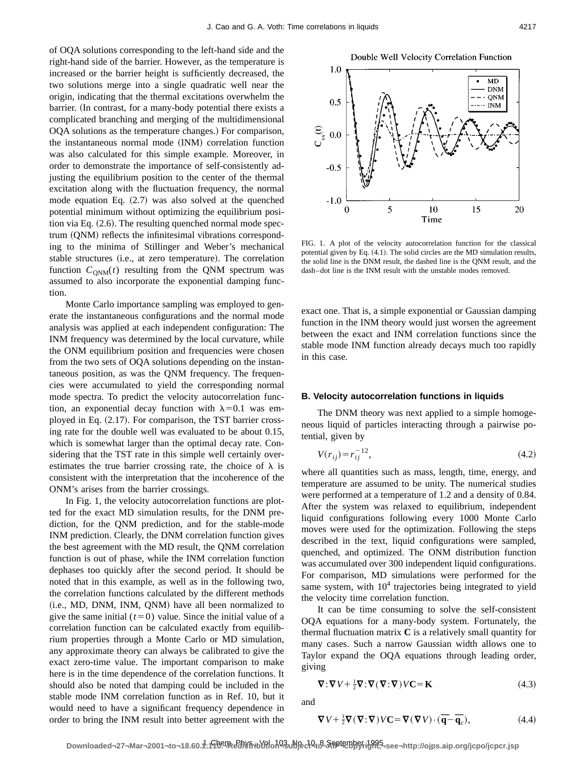of OQA solutions corresponding to the left-hand side and the right-hand side of the barrier. However, as the temperature is increased or the barrier height is sufficiently decreased, the two solutions merge into a single quadratic well near the origin, indicating that the thermal excitations overwhelm the barrier. (In contrast, for a many-body potential there exists a complicated branching and merging of the multidimensional OQA solutions as the temperature changes.) For comparison, the instantaneous normal mode (INM) correlation function was also calculated for this simple example. Moreover, in order to demonstrate the importance of self-consistently adjusting the equilibrium position to the center of the thermal excitation along with the fluctuation frequency, the normal mode equation Eq. (2.7) was also solved at the quenched potential minimum without optimizing the equilibrium position via Eq. (2.6). The resulting quenched normal mode spectrum (QNM) reflects the infinitesimal vibrations corresponding to the minima of Stillinger and Weber's mechanical stable structures (i.e., at zero temperature). The correlation function $C_{\mathrm{QNM}}(t)$ resulting from the QNM spectrum was assumed to also incorporate the exponential damping function.

Monte Carlo importance sampling was employed to generate the instantaneous configurations and the normal mode analysis was applied at each independent configuration: The INM frequency was determined by the local curvature, while the ONM equilibrium position and frequencies were chosen from the two sets of OQA solutions depending on the instantaneous position, as was the QNM frequency. The frequencies were accumulated to yield the corresponding normal mode spectra. To predict the velocity autocorrelation function, an exponential decay function with $\lambda = 0.1$ was employed in Eq. (2.17). For comparison, the TST barrier crossing rate for the double well was evaluated to be about 0.15, which is somewhat larger than the optimal decay rate. Considering that the TST rate in this simple well certainly overestimates the true barrier crossing rate, the choice of $\lambda$ is consistent with the interpretation that the incoherence of the ONM's arises from the barrier crossings.

In Fig. 1, the velocity autocorrelation functions are plotted for the exact MD simulation results, for the DNM prediction, for the QNM prediction, and for the stable-mode INM prediction. Clearly, the DNM correlation function gives the best agreement with the MD result, the QNM correlation function is out of phase, while the INM correlation function dephases too quickly after the second period. It should be noted that in this example, as well as in the following two, the correlation functions calculated by the different methods (i.e., MD, DNM, INM, QNM) have all been normalized to give the same initial ($t = 0$) value. Since the initial value of a correlation function can be calculated exactly from equilibrium properties through a Monte Carlo or MD simulation, any approximate theory can always be calibrated to give the exact zero-time value. The important comparison to make here is in the time dependence of the correlation functions. It should also be noted that damping could be included in the stable mode INM correlation function as in Ref. 10, but it would need to have a significant frequency dependence in order to bring the INM result into better agreement with the exact one. That is, a simple exponential or Gaussian damping function in the INM theory would just worsen the agreement between the exact and INM correlation functions since the stable mode INM function already decays much too rapidly in this case.

FIG. 1. A plot of the velocity autocorrelation function for the classical potential given by Eq. (4.1). The solid circles are the MD simulation results, the solid line is the DNM result, the dashed line is the QNM result, and the dash–dot line is the INM result with the unstable modes removed.

### B. Velocity autocorrelation functions in liquids

The DNM theory was next applied to a simple homogeneous liquid of particles interacting through a pairwise potential, given by

$$V(r_{ij}) = r_{ij}^{-12}, \tag{4.2}$$

where all quantities such as mass, length, time, energy, and temperature are assumed to be unity. The numerical studies were performed at a temperature of 1.2 and a density of 0.84. After the system was relaxed to equilibrium, independent liquid configurations following every 1000 Monte Carlo moves were used for the optimization. Following the steps described in the text, liquid configurations were sampled, quenched, and optimized. The ONM distribution function was accumulated over 300 independent liquid configurations. For comparison, MD simulations were performed for the same system, with $10^4$ trajectories being integrated to yield the velocity time correlation function.

It can be time consuming to solve the self-consistent OQA equations for a many-body system. Fortunately, the thermal fluctuation matrix $\mathbf{C}$ is a relatively small quantity for many cases. Such a narrow Gaussian width allows one to Taylor expand the OQA equations through leading order, giving

$$\boldsymbol{\nabla}:\boldsymbol{\nabla} V + \tfrac{1}{2}\boldsymbol{\nabla}:\boldsymbol{\nabla}(\boldsymbol{\nabla}:\boldsymbol{\nabla})V\mathbf{C} = \mathbf{K} \tag{4.3}$$

and

$$\boldsymbol{\nabla} V + \tfrac{1}{2}\boldsymbol{\nabla}(\boldsymbol{\nabla}:\boldsymbol{\nabla})V\mathbf{C} = \boldsymbol{\nabla}(\boldsymbol{\nabla} V)\cdot(\overline{\mathbf{q}} - \overline{\mathbf{q}}_c), \tag{4.4}$$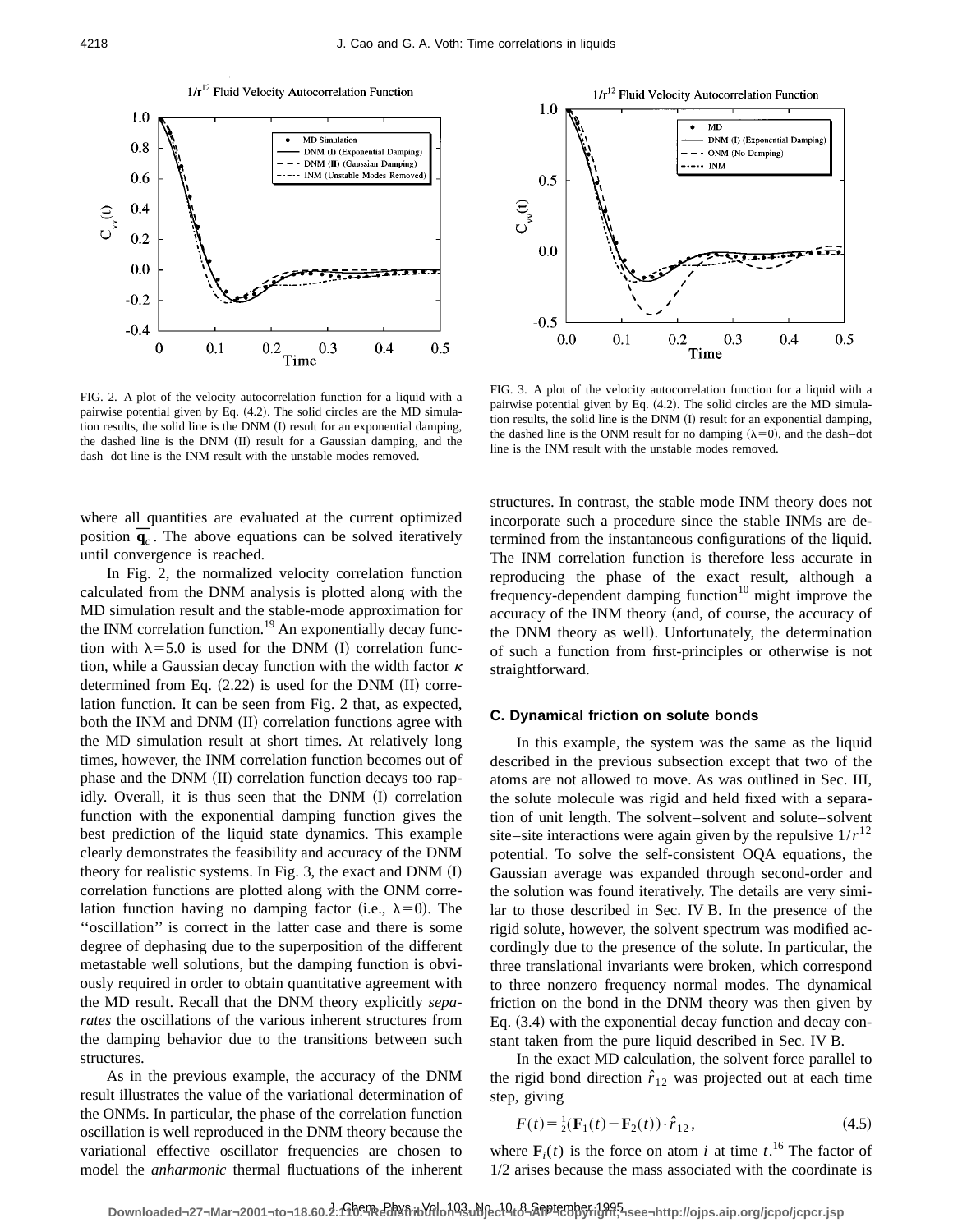FIG. 2. A plot of the velocity autocorrelation function for a liquid with a pairwise potential given by Eq. (4.2). The solid circles are the MD simulation results, the solid line is the DNM (I) result for an exponential damping, the dashed line is the DNM (II) result for a Gaussian damping, and the dash–dot line is the INM result with the unstable modes removed.

FIG. 3. A plot of the velocity autocorrelation function for a liquid with a pairwise potential given by Eq. (4.2). The solid circles are the MD simulation results, the solid line is the DNM (I) result for an exponential damping, the dashed line is the ONM result for no damping ($\lambda = 0$), and the dash–dot line is the INM result with the unstable modes removed.

where all quantities are evaluated at the current optimized position $\overline{\mathbf{q}}_c$. The above equations can be solved iteratively until convergence is reached.

In Fig. 2, the normalized velocity correlation function calculated from the DNM analysis is plotted along with the MD simulation result and the stable-mode approximation for the INM correlation function.[19] An exponentially decay function with $\lambda = 5.0$ is used for the DNM (I) correlation function, while a Gaussian decay function with the width factor $\kappa$ determined from Eq. (2.22) is used for the DNM (II) correlation function. It can be seen from Fig. 2 that, as expected, both the INM and DNM (II) correlation functions agree with the MD simulation result at short times. At relatively long times, however, the INM correlation function becomes out of phase and the DNM (II) correlation function decays too rapidly. Overall, it is thus seen that the DNM (I) correlation function with the exponential damping function gives the best prediction of the liquid state dynamics. This example clearly demonstrates the feasibility and accuracy of the DNM theory for realistic systems. In Fig. 3, the exact and DNM (I) correlation functions are plotted along with the ONM correlation function having no damping factor (i.e., $\lambda = 0$). The "oscillation" is correct in the latter case and there is some degree of dephasing due to the superposition of the different metastable well solutions, but the damping function is obviously required in order to obtain quantitative agreement with the MD result. Recall that the DNM theory explicitly *separates* the oscillations of the various inherent structures from the damping behavior due to the transitions between such structures.

As in the previous example, the accuracy of the DNM result illustrates the value of the variational determination of the ONMs. In particular, the phase of the correlation function oscillation is well reproduced in the DNM theory because the variational effective oscillator frequencies are chosen to model the *anharmonic* thermal fluctuations of the inherent structures. In contrast, the stable mode INM theory does not incorporate such a procedure since the stable INMs are determined from the instantaneous configurations of the liquid. The INM correlation function is therefore less accurate in reproducing the phase of the exact result, although a frequency-dependent damping function[10] might improve the accuracy of the INM theory (and, of course, the accuracy of the DNM theory as well). Unfortunately, the determination of such a function from first-principles or otherwise is not straightforward.

### C. Dynamical friction on solute bonds

In this example, the system was the same as the liquid described in the previous subsection except that two of the atoms are not allowed to move. As was outlined in Sec. III, the solute molecule was rigid and held fixed with a separation of unit length. The solvent–solvent and solute–solvent site–site interactions were again given by the repulsive $1/r^{12}$ potential. To solve the self-consistent OQA equations, the Gaussian average was expanded through second-order and the solution was found iteratively. The details are very similar to those described in Sec. IV B. In the presence of the rigid solute, however, the solvent spectrum was modified accordingly due to the presence of the solute. In particular, the three translational invariants were broken, which correspond to three nonzero frequency normal modes. The dynamical friction on the bond in the DNM theory was then given by Eq. (3.4) with the exponential decay function and decay constant taken from the pure liquid described in Sec. IV B.

In the exact MD calculation, the solvent force parallel to the rigid bond direction $\hat{r}_{12}$ was projected out at each time step, giving

$$F(t) = \tfrac{1}{2}(\mathbf{F}_1(t) - \mathbf{F}_2(t)) \cdot \hat{r}_{12}, \tag{4.5}$$

where $\mathbf{F}_i(t)$ is the force on atom $i$ at time $t$.[16] The factor of 1/2 arises because the mass associated with the coordinate is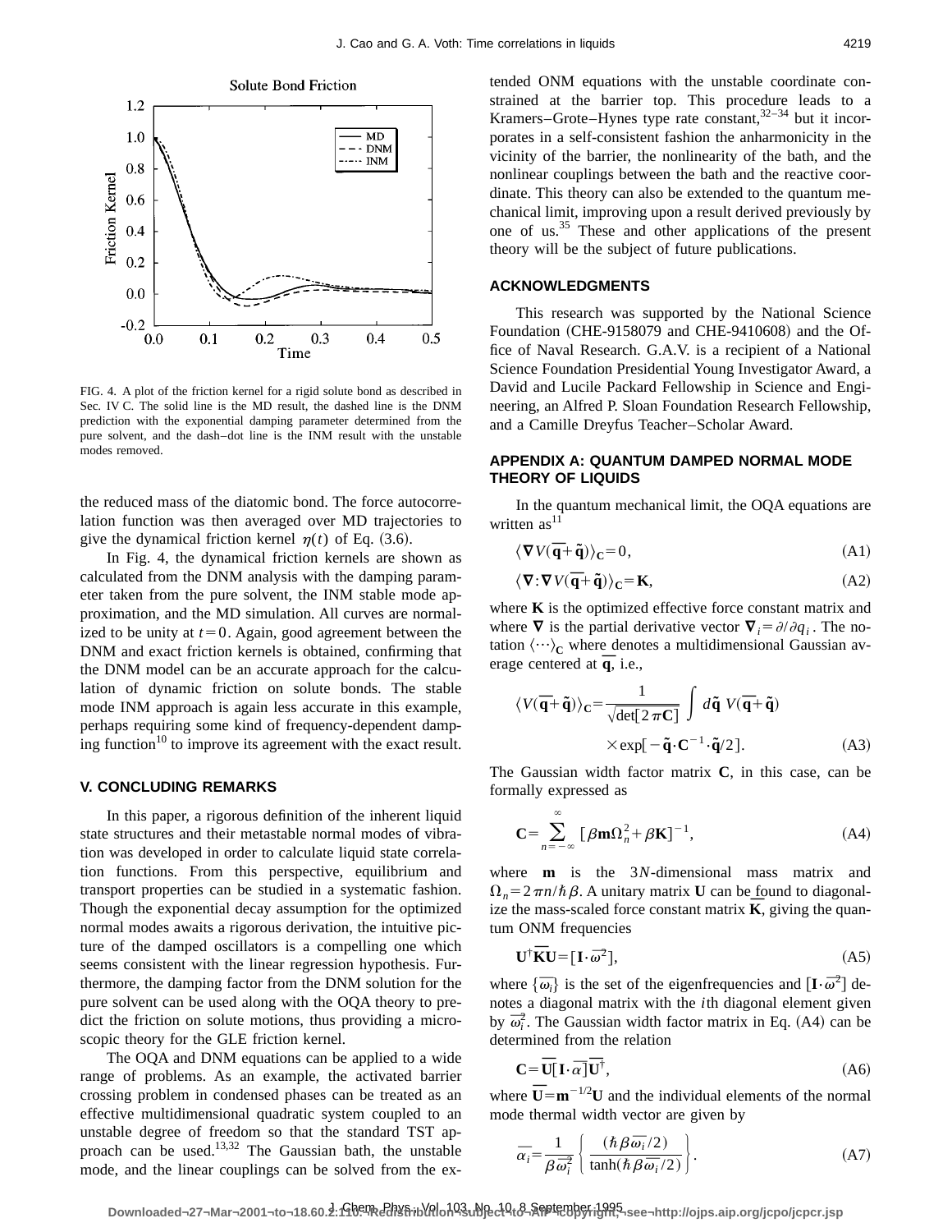FIG. 4. A plot of the friction kernel for a rigid solute bond as described in Sec. IV C. The solid line is the MD result, the dashed line is the DNM prediction with the exponential damping parameter determined from the pure solvent, and the dash–dot line is the INM result with the unstable modes removed.

the reduced mass of the diatomic bond. The force autocorrelation function was then averaged over MD trajectories to give the dynamical friction kernel $\eta(t)$ of Eq. (3.6).

In Fig. 4, the dynamical friction kernels are shown as calculated from the DNM analysis with the damping parameter taken from the pure solvent, the INM stable mode approximation, and the MD simulation. All curves are normalized to be unity at $t=0$. Again, good agreement between the DNM and exact friction kernels is obtained, confirming that the DNM model can be an accurate approach for the calculation of dynamic friction on solute bonds. The stable mode INM approach is again less accurate in this example, perhaps requiring some kind of frequency-dependent damping function[10] to improve its agreement with the exact result.

## V. CONCLUDING REMARKS

In this paper, a rigorous definition of the inherent liquid state structures and their metastable normal modes of vibration was developed in order to calculate liquid state correlation functions. From this perspective, equilibrium and transport properties can be studied in a systematic fashion. Though the exponential decay assumption for the optimized normal modes awaits a rigorous derivation, the intuitive picture of the damped oscillators is a compelling one which seems consistent with the linear regression hypothesis. Furthermore, the damping factor from the DNM solution for the pure solvent can be used along with the OQA theory to predict the friction on solute motions, thus providing a microscopic theory for the GLE friction kernel.

The OQA and DNM equations can be applied to a wide range of problems. As an example, the activated barrier crossing problem in condensed phases can be treated as an effective multidimensional quadratic system coupled to an unstable degree of freedom so that the standard TST approach can be used.[13,32] The Gaussian bath, the unstable mode, and the linear couplings can be solved from the extended ONM equations with the unstable coordinate constrained at the barrier top. This procedure leads to a Kramers–Grote–Hynes type rate constant,[32–34] but it incorporates in a self-consistent fashion the anharmonicity in the vicinity of the barrier, the nonlinearity of the bath, and the nonlinear couplings between the bath and the reactive coordinate. This theory can also be extended to the quantum mechanical limit, improving upon a result derived previously by one of us.[35] These and other applications of the present theory will be the subject of future publications.

## ACKNOWLEDGMENTS

This research was supported by the National Science Foundation (CHE-9158079 and CHE-9410608) and the Office of Naval Research. G.A.V. is a recipient of a National Science Foundation Presidential Young Investigator Award, a David and Lucile Packard Fellowship in Science and Engineering, an Alfred P. Sloan Foundation Research Fellowship, and a Camille Dreyfus Teacher–Scholar Award.

## APPENDIX A: QUANTUM DAMPED NORMAL MODE THEORY OF LIQUIDS

In the quantum mechanical limit, the OQA equations are written as[11]

$$\langle \nabla V(\overline{\mathbf{q}}+\tilde{\mathbf{q}})\rangle_{\mathbf{C}}=0, \tag{A1}$$

$$\langle \nabla:\nabla V(\overline{\mathbf{q}}+\tilde{\mathbf{q}})\rangle_{\mathbf{C}}=\mathbf{K}, \tag{A2}$$

where $\mathbf{K}$ is the optimized effective force constant matrix and where $\nabla$ is the partial derivative vector $\nabla_i=\partial/\partial q_i$. The notation $\langle\cdots\rangle_{\mathbf{C}}$ where denotes a multidimensional Gaussian average centered at $\overline{\mathbf{q}}$, i.e.,

$$\langle V(\overline{\mathbf{q}}+\tilde{\mathbf{q}})\rangle_{\mathbf{C}}=\frac{1}{\sqrt{\det[2\pi\mathbf{C}]}}\int d\tilde{\mathbf{q}}\; V(\overline{\mathbf{q}}+\tilde{\mathbf{q}}) \times\exp[-\tilde{\mathbf{q}}\cdot\mathbf{C}^{-1}\cdot\tilde{\mathbf{q}}/2]. \tag{A3}$$

The Gaussian width factor matrix $\mathbf{C}$, in this case, can be formally expressed as

$$\mathbf{C}=\sum_{n=-\infty}^{\infty}[\beta\mathbf{m}\Omega_n^2+\beta\mathbf{K}]^{-1}, \tag{A4}$$

where $\mathbf{m}$ is the $3N$-dimensional mass matrix and $\Omega_n=2\pi n/\hbar\beta$. A unitary matrix $\mathbf{U}$ can be found to diagonalize the mass-scaled force constant matrix $\overline{\mathbf{K}}$, giving the quantum ONM frequencies

$$\mathbf{U}^{\dagger}\overline{\mathbf{K}}\mathbf{U}=[\mathbf{I}\cdot\overline{\omega}^2], \tag{A5}$$

where $\{\overline{\omega}_i\}$ is the set of the eigenfrequencies and $[\mathbf{I}\cdot\overline{\omega}^2]$ denotes a diagonal matrix with the $i$th diagonal element given by $\overline{\omega}_i^2$. The Gaussian width factor matrix in Eq. (A4) can be determined from the relation

$$\mathbf{C}=\overline{\mathbf{U}}[\mathbf{I}\cdot\overline{\alpha}]\overline{\mathbf{U}}^{\dagger}, \tag{A6}$$

where $\overline{\mathbf{U}}=\mathbf{m}^{-1/2}\mathbf{U}$ and the individual elements of the normal mode thermal width vector are given by

$$\overline{\alpha}_i=\frac{1}{\beta\overline{\omega}_i^2}\left\{\frac{(\hbar\beta\overline{\omega}_i/2)}{\tanh(\hbar\beta\overline{\omega}_i/2)}\right\}. \tag{A7}$$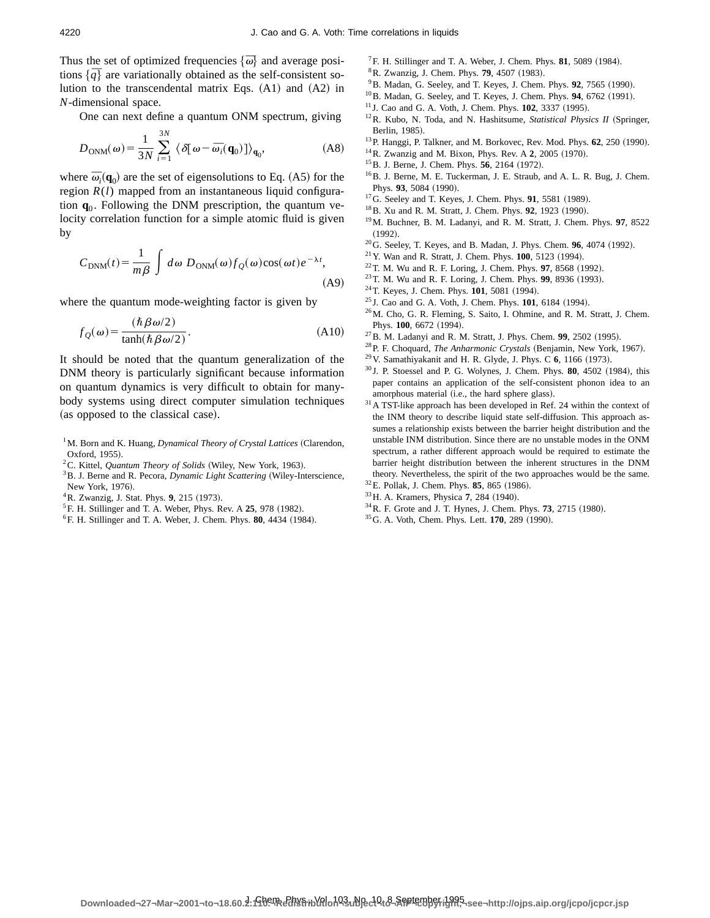Thus the set of optimized frequencies $\{\overline{\omega}\}$ and average positions $\{\overline{q}\}$ are variationally obtained as the self-consistent solution to the transcendental matrix Eqs. (A1) and (A2) in $N$-dimensional space.

One can next define a quantum ONM spectrum, giving

$$D_{\mathrm{ONM}}(\omega)=\frac{1}{3N}\sum_{i=1}^{3N}\langle\delta[\omega-\overline{\omega_i}(\mathbf{q}_0)]\rangle_{\mathbf{q}_0}, \tag{A8}$$

where $\overline{\omega_i}(\mathbf{q}_0)$ are the set of eigensolutions to Eq. (A5) for the region $R(l)$ mapped from an instantaneous liquid configuration $\mathbf{q}_0$. Following the DNM prescription, the quantum velocity correlation function for a simple atomic fluid is given by

$$C_{\mathrm{DNM}}(t)=\frac{1}{m\beta}\int d\omega\; D_{\mathrm{ONM}}(\omega)f_Q(\omega)\cos(\omega t)e^{-\lambda t}, \tag{A9}$$

where the quantum mode-weighting factor is given by

$$f_Q(\omega)=\frac{(\hbar\beta\omega/2)}{\tanh(\hbar\beta\omega/2)}. \tag{A10}$$

It should be noted that the quantum generalization of the DNM theory is particularly significant because information on quantum dynamics is very difficult to obtain for many-body systems using direct computer simulation techniques (as opposed to the classical case).

[1] M. Born and K. Huang, *Dynamical Theory of Crystal Lattices* (Clarendon, Oxford, 1955).
[2] C. Kittel, *Quantum Theory of Solids* (Wiley, New York, 1963).
[3] B. J. Berne and R. Pecora, *Dynamic Light Scattering* (Wiley-Interscience, New York, 1976).
[4] R. Zwanzig, J. Stat. Phys. **9**, 215 (1973).
[5] F. H. Stillinger and T. A. Weber, Phys. Rev. A **25**, 978 (1982).
[6] F. H. Stillinger and T. A. Weber, J. Chem. Phys. **80**, 4434 (1984).
[7] F. H. Stillinger and T. A. Weber, J. Chem. Phys. **81**, 5089 (1984).
[8] R. Zwanzig, J. Chem. Phys. **79**, 4507 (1983).
[9] B. Madan, G. Seeley, and T. Keyes, J. Chem. Phys. **92**, 7565 (1990).
[10] B. Madan, G. Seeley, and T. Keyes, J. Chem. Phys. **94**, 6762 (1991).
[11] J. Cao and G. A. Voth, J. Chem. Phys. **102**, 3337 (1995).
[12] R. Kubo, N. Toda, and N. Hashitsume, *Statistical Physics II* (Springer, Berlin, 1985).
[13] P. Hanggi, P. Talkner, and M. Borkovec, Rev. Mod. Phys. **62**, 250 (1990).
[14] R. Zwanzig and M. Bixon, Phys. Rev. A **2**, 2005 (1970).
[15] B. J. Berne, J. Chem. Phys. **56**, 2164 (1972).
[16] B. J. Berne, M. E. Tuckerman, J. E. Straub, and A. L. R. Bug, J. Chem. Phys. **93**, 5084 (1990).
[17] G. Seeley and T. Keyes, J. Chem. Phys. **91**, 5581 (1989).
[18] B. Xu and R. M. Stratt, J. Chem. Phys. **92**, 1923 (1990).
[19] M. Buchner, B. M. Ladanyi, and R. M. Stratt, J. Chem. Phys. **97**, 8522 (1992).
[20] G. Seeley, T. Keyes, and B. Madan, J. Phys. Chem. **96**, 4074 (1992).
[21] Y. Wan and R. Stratt, J. Chem. Phys. **100**, 5123 (1994).
[22] T. M. Wu and R. F. Loring, J. Chem. Phys. **97**, 8568 (1992).
[23] T. M. Wu and R. F. Loring, J. Chem. Phys. **99**, 8936 (1993).
[24] T. Keyes, J. Chem. Phys. **101**, 5081 (1994).
[25] J. Cao and G. A. Voth, J. Chem. Phys. **101**, 6184 (1994).
[26] M. Cho, G. R. Fleming, S. Saito, I. Ohmine, and R. M. Stratt, J. Chem. Phys. **100**, 6672 (1994).
[27] B. M. Ladanyi and R. M. Stratt, J. Phys. Chem. **99**, 2502 (1995).
[28] P. F. Choquard, *The Anharmonic Crystals* (Benjamin, New York, 1967).
[29] V. Samathiyakanit and H. R. Glyde, J. Phys. C **6**, 1166 (1973).
[30] J. P. Stoessel and P. G. Wolynes, J. Chem. Phys. **80**, 4502 (1984), this paper contains an application of the self-consistent phonon idea to an amorphous material (i.e., the hard sphere glass).
[31] A TST-like approach has been developed in Ref. 24 within the context of the INM theory to describe liquid state self-diffusion. This approach assumes a relationship exists between the barrier height distribution and the unstable INM distribution. Since there are no unstable modes in the ONM spectrum, a rather different approach would be required to estimate the barrier height distribution between the inherent structures in the DNM theory. Nevertheless, the spirit of the two approaches would be the same.
[32] E. Pollak, J. Chem. Phys. **85**, 865 (1986).
[33] H. A. Kramers, Physica **7**, 284 (1940).
[34] R. F. Grote and J. T. Hynes, J. Chem. Phys. **73**, 2715 (1980).
[35] G. A. Voth, Chem. Phys. Lett. **170**, 289 (1990).